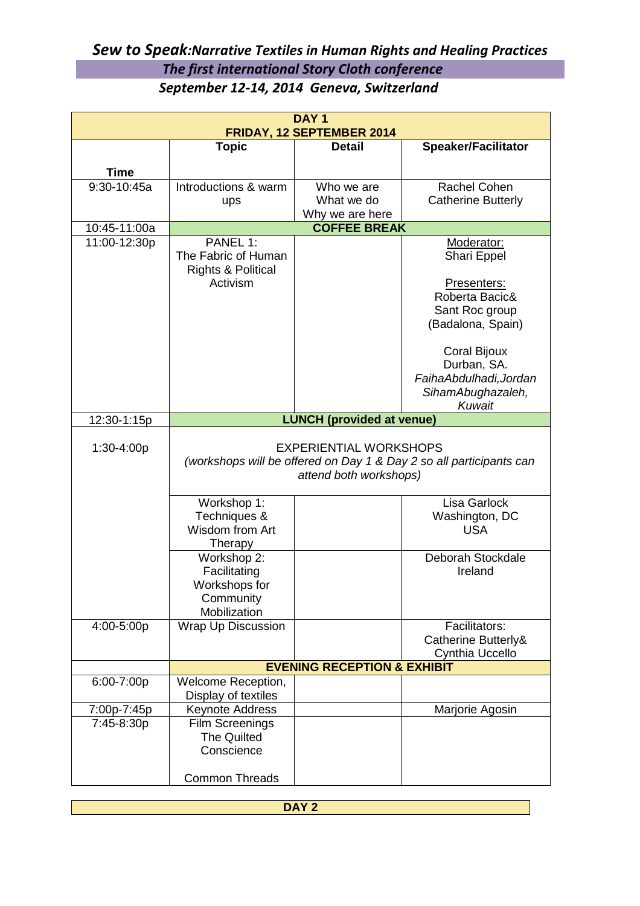# *Sew to Speak:Narrative Textiles in Human Rights and Healing Practices*

## *The first international Story Cloth conference*

## *September 12-14, 2014 Geneva, Switzerland*

| DAY 1<br>FRIDAY, 12 SEPTEMBER 2014 | | | |
|---|---|---|---|
| **Time** | **Topic** | **Detail** | **Speaker/Facilitator** |
| 9:30-10:45a | Introductions & warm ups | Who we are<br>What we do<br>Why we are here | Rachel Cohen<br>Catherine Butterly |
| 10:45-11:00a | **COFFEE BREAK** | | |
| 11:00-12:30p | PANEL 1:<br>The Fabric of Human Rights & Political Activism | | Moderator:<br>Shari Eppel<br><br>Presenters:<br>Roberta Bacic& Sant Roc group (Badalona, Spain)<br><br>Coral Bijoux<br>Durban, SA.<br>*FaihaAbdulhadi,Jordan*<br>*SihamAbughazaleh, Kuwait* |
| 12:30-1:15p | **LUNCH (provided at venue)** | | |
| 1:30-4:00p | EXPERIENTIAL WORKSHOPS<br>*(workshops will be offered on Day 1 & Day 2 so all participants can attend both workshops)* | | |
| | Workshop 1:<br>Techniques & Wisdom from Art Therapy | | Lisa Garlock<br>Washington, DC<br>USA |
| | Workshop 2:<br>Facilitating Workshops for Community Mobilization | | Deborah Stockdale<br>Ireland |
| 4:00-5:00p | Wrap Up Discussion | | Facilitators:<br>Catherine Butterly& Cynthia Uccello |
| | **EVENING RECEPTION & EXHIBIT** | | |
| 6:00-7:00p | Welcome Reception, Display of textiles | | |
| 7:00p-7:45p | Keynote Address | | Marjorie Agosin |
| 7:45-8:30p | Film Screenings<br>The Quilted Conscience<br><br>Common Threads | | |

| DAY 2 |
|---|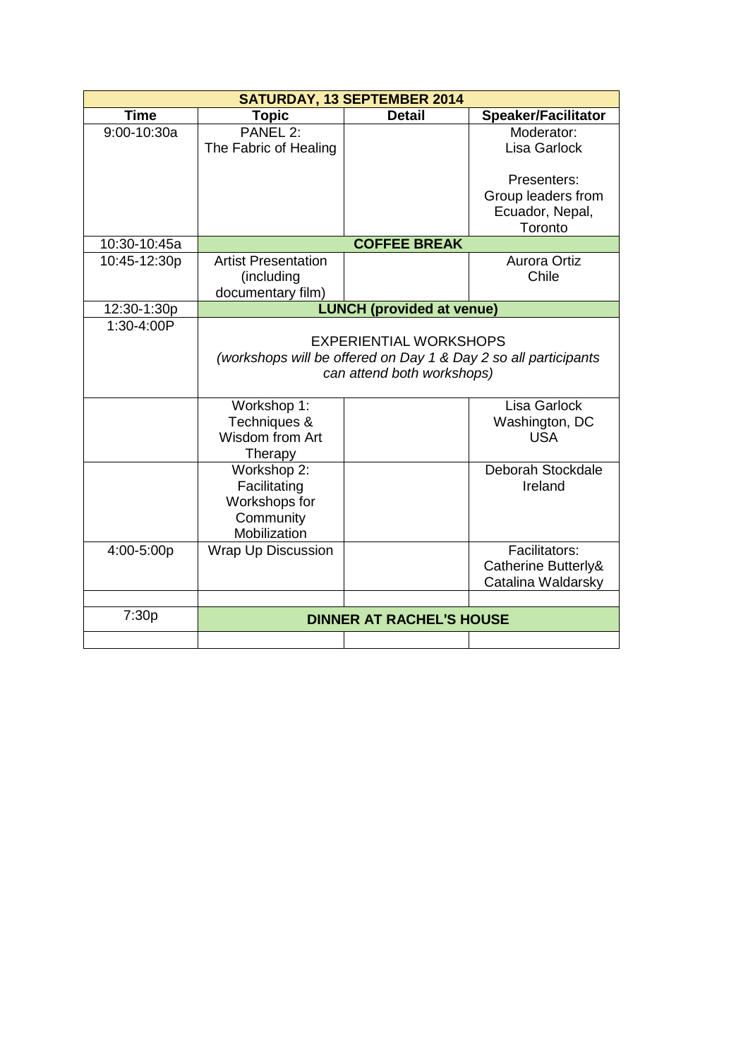| SATURDAY, 13 SEPTEMBER 2014 | | | |
|---|---|---|---|
| **Time** | **Topic** | **Detail** | **Speaker/Facilitator** |
| 9:00-10:30a | PANEL 2: The Fabric of Healing | | Moderator: Lisa Garlock<br><br>Presenters: Group leaders from Ecuador, Nepal, Toronto |
| 10:30-10:45a | **COFFEE BREAK** | | |
| 10:45-12:30p | Artist Presentation (including documentary film) | | Aurora Ortiz Chile |
| 12:30-1:30p | **LUNCH (provided at venue)** | | |
| 1:30-4:00P | EXPERIENTIAL WORKSHOPS *(workshops will be offered on Day 1 & Day 2 so all participants can attend both workshops)* | | |
| | Workshop 1: Techniques & Wisdom from Art Therapy | | Lisa Garlock Washington, DC USA |
| | Workshop 2: Facilitating Workshops for Community Mobilization | | Deborah Stockdale Ireland |
| 4:00-5:00p | Wrap Up Discussion | | Facilitators: Catherine Butterly& Catalina Waldarsky |
| | | | |
| 7:30p | **DINNER AT RACHEL'S HOUSE** | | |
| | | | |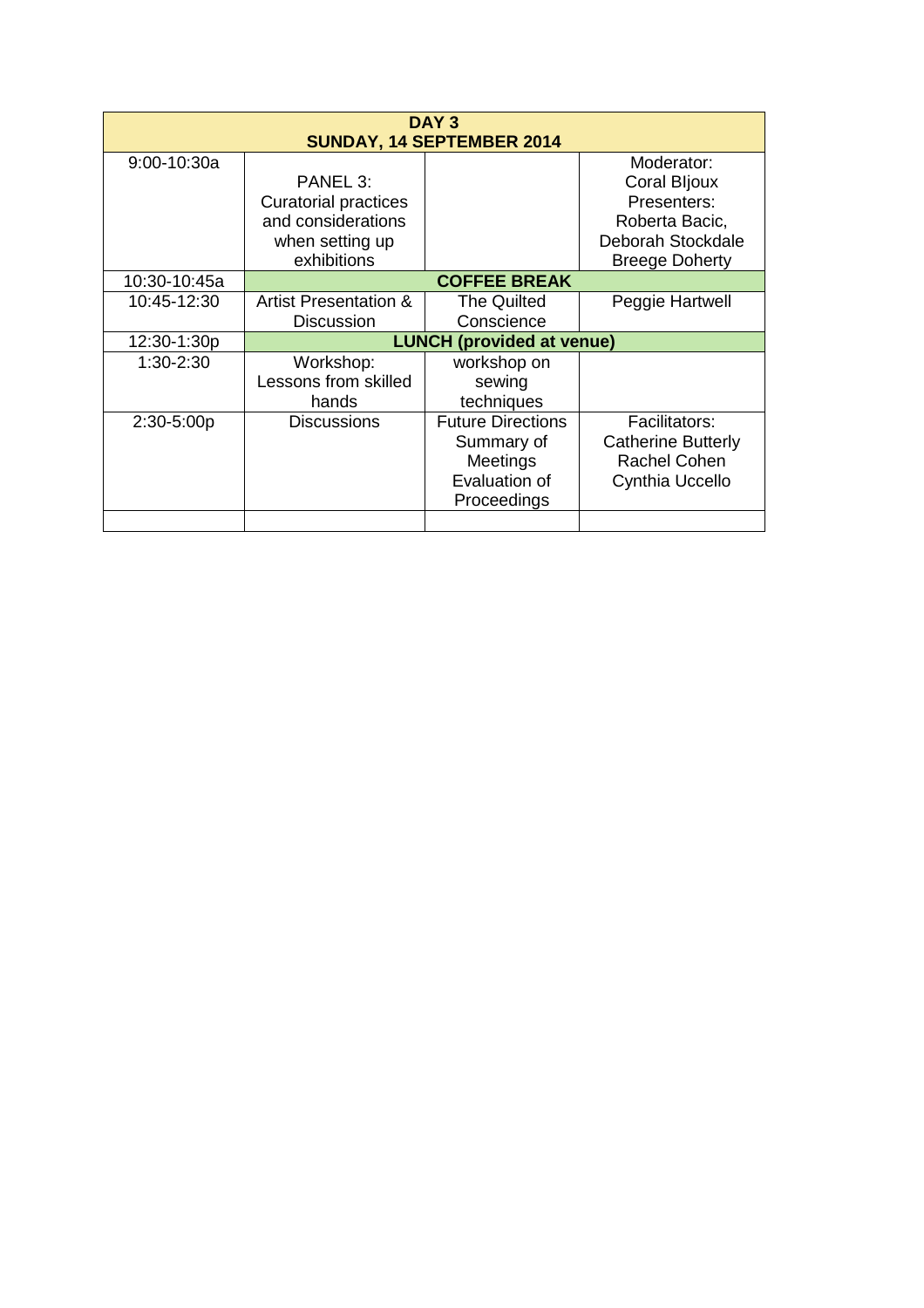| DAY 3<br>SUNDAY, 14 SEPTEMBER 2014 | | | |
|---|---|---|---|
| 9:00-10:30a | PANEL 3:<br>Curatorial practices and considerations when setting up exhibitions | | Moderator:<br>Coral BIjoux<br>Presenters:<br>Roberta Bacic,<br>Deborah Stockdale<br>Breege Doherty |
| 10:30-10:45a | **COFFEE BREAK** | | |
| 10:45-12:30 | Artist Presentation & Discussion | The Quilted Conscience | Peggie Hartwell |
| 12:30-1:30p | **LUNCH (provided at venue)** | | |
| 1:30-2:30 | Workshop:<br>Lessons from skilled hands | workshop on sewing techniques | |
| 2:30-5:00p | Discussions | Future Directions<br>Summary of Meetings<br>Evaluation of Proceedings | Facilitators:<br>Catherine Butterly<br>Rachel Cohen<br>Cynthia Uccello |
| | | | |